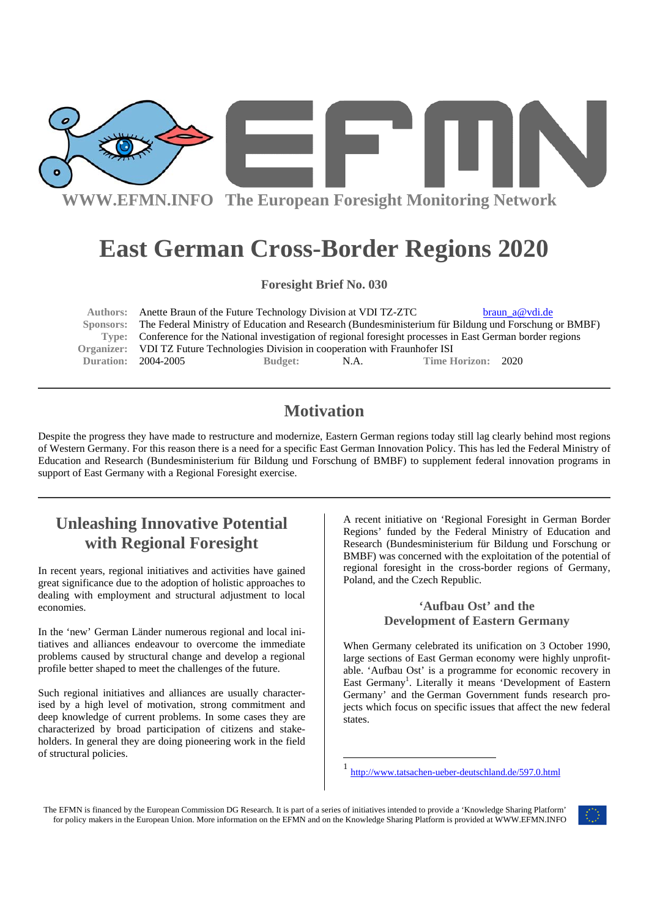WWW.EFMN.INFO The European Foresight Monitoring Network

# East German Cross-Border Regions 2020

**Foresight Brief No. 030**

**Authors:** Anette Braun of the Future Technology Division at VDI TZ-ZTC braun_a@vdi.de
**Sponsors:** The Federal Ministry of Education and Research (Bundesministerium für Bildung und Forschung or BMBF)
**Type:** Conference for the National investigation of regional foresight processes in East German border regions
**Organizer:** VDI TZ Future Technologies Division in cooperation with Fraunhofer ISI
**Duration:** 2004-2005 **Budget:** N.A. **Time Horizon:** 2020

## Motivation

Despite the progress they have made to restructure and modernize, Eastern German regions today still lag clearly behind most regions of Western Germany. For this reason there is a need for a specific East German Innovation Policy. This has led the Federal Ministry of Education and Research (Bundesministerium für Bildung und Forschung of BMBF) to supplement federal innovation programs in support of East Germany with a Regional Foresight exercise.

## Unleashing Innovative Potential with Regional Foresight

In recent years, regional initiatives and activities have gained great significance due to the adoption of holistic approaches to dealing with employment and structural adjustment to local economies.

In the 'new' German Länder numerous regional and local initiatives and alliances endeavour to overcome the immediate problems caused by structural change and develop a regional profile better shaped to meet the challenges of the future.

Such regional initiatives and alliances are usually characterised by a high level of motivation, strong commitment and deep knowledge of current problems. In some cases they are characterized by broad participation of citizens and stakeholders. In general they are doing pioneering work in the field of structural policies.

A recent initiative on 'Regional Foresight in German Border Regions' funded by the Federal Ministry of Education and Research (Bundesministerium für Bildung und Forschung or BMBF) was concerned with the exploitation of the potential of regional foresight in the cross-border regions of Germany, Poland, and the Czech Republic.

### 'Aufbau Ost' and the Development of Eastern Germany

When Germany celebrated its unification on 3 October 1990, large sections of East German economy were highly unprofitable. 'Aufbau Ost' is a programme for economic recovery in East Germany[1]. Literally it means 'Development of Eastern Germany' and the German Government funds research projects which focus on specific issues that affect the new federal states.

[1] http://www.tatsachen-ueber-deutschland.de/597.0.html

The EFMN is financed by the European Commission DG Research. It is part of a series of initiatives intended to provide a 'Knowledge Sharing Platform' for policy makers in the European Union. More information on the EFMN and on the Knowledge Sharing Platform is provided at WWW.EFMN.INFO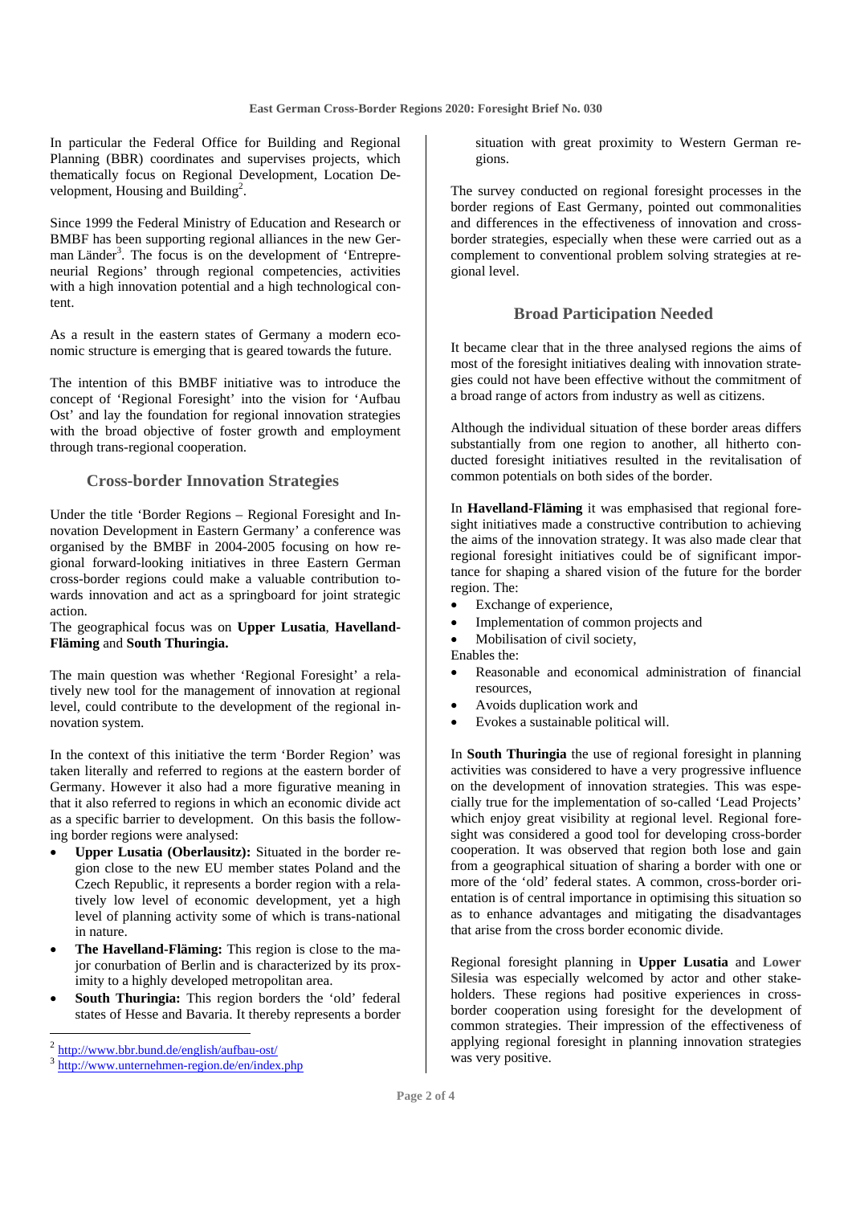In particular the Federal Office for Building and Regional Planning (BBR) coordinates and supervises projects, which thematically focus on Regional Development, Location Development, Housing and Building[2].

Since 1999 the Federal Ministry of Education and Research or BMBF has been supporting regional alliances in the new German Länder[3]. The focus is on the development of 'Entrepreneurial Regions' through regional competencies, activities with a high innovation potential and a high technological content.

As a result in the eastern states of Germany a modern economic structure is emerging that is geared towards the future.

The intention of this BMBF initiative was to introduce the concept of 'Regional Foresight' into the vision for 'Aufbau Ost' and lay the foundation for regional innovation strategies with the broad objective of foster growth and employment through trans-regional cooperation.

## Cross-border Innovation Strategies

Under the title 'Border Regions – Regional Foresight and Innovation Development in Eastern Germany' a conference was organised by the BMBF in 2004-2005 focusing on how regional forward-looking initiatives in three Eastern German cross-border regions could make a valuable contribution towards innovation and act as a springboard for joint strategic action.
The geographical focus was on **Upper Lusatia**, **Havelland-Fläming** and **South Thuringia.**

The main question was whether 'Regional Foresight' a relatively new tool for the management of innovation at regional level, could contribute to the development of the regional innovation system.

In the context of this initiative the term 'Border Region' was taken literally and referred to regions at the eastern border of Germany. However it also had a more figurative meaning in that it also referred to regions in which an economic divide act as a specific barrier to development. On this basis the following border regions were analysed:

- **Upper Lusatia (Oberlausitz):** Situated in the border region close to the new EU member states Poland and the Czech Republic, it represents a border region with a relatively low level of economic development, yet a high level of planning activity some of which is trans-national in nature.
- **The Havelland-Fläming:** This region is close to the major conurbation of Berlin and is characterized by its proximity to a highly developed metropolitan area.
- **South Thuringia:** This region borders the 'old' federal states of Hesse and Bavaria. It thereby represents a border situation with great proximity to Western German regions.

The survey conducted on regional foresight processes in the border regions of East Germany, pointed out commonalities and differences in the effectiveness of innovation and cross-border strategies, especially when these were carried out as a complement to conventional problem solving strategies at regional level.

## Broad Participation Needed

It became clear that in the three analysed regions the aims of most of the foresight initiatives dealing with innovation strategies could not have been effective without the commitment of a broad range of actors from industry as well as citizens.

Although the individual situation of these border areas differs substantially from one region to another, all hitherto conducted foresight initiatives resulted in the revitalisation of common potentials on both sides of the border.

In **Havelland-Fläming** it was emphasised that regional foresight initiatives made a constructive contribution to achieving the aims of the innovation strategy. It was also made clear that regional foresight initiatives could be of significant importance for shaping a shared vision of the future for the border region. The:

- Exchange of experience,
- Implementation of common projects and
- Mobilisation of civil society,

Enables the:

- Reasonable and economical administration of financial resources,
- Avoids duplication work and
- Evokes a sustainable political will.

In **South Thuringia** the use of regional foresight in planning activities was considered to have a very progressive influence on the development of innovation strategies. This was especially true for the implementation of so-called 'Lead Projects' which enjoy great visibility at regional level. Regional foresight was considered a good tool for developing cross-border cooperation. It was observed that region both lose and gain from a geographical situation of sharing a border with one or more of the 'old' federal states. A common, cross-border orientation is of central importance in optimising this situation so as to enhance advantages and mitigating the disadvantages that arise from the cross border economic divide.

Regional foresight planning in **Upper Lusatia** and **Lower Silesia** was especially welcomed by actor and other stakeholders. These regions had positive experiences in cross-border cooperation using foresight for the development of common strategies. Their impression of the effectiveness of applying regional foresight in planning innovation strategies was very positive.

---

[2] http://www.bbr.bund.de/english/aufbau-ost/

[3] http://www.unternehmen-region.de/en/index.php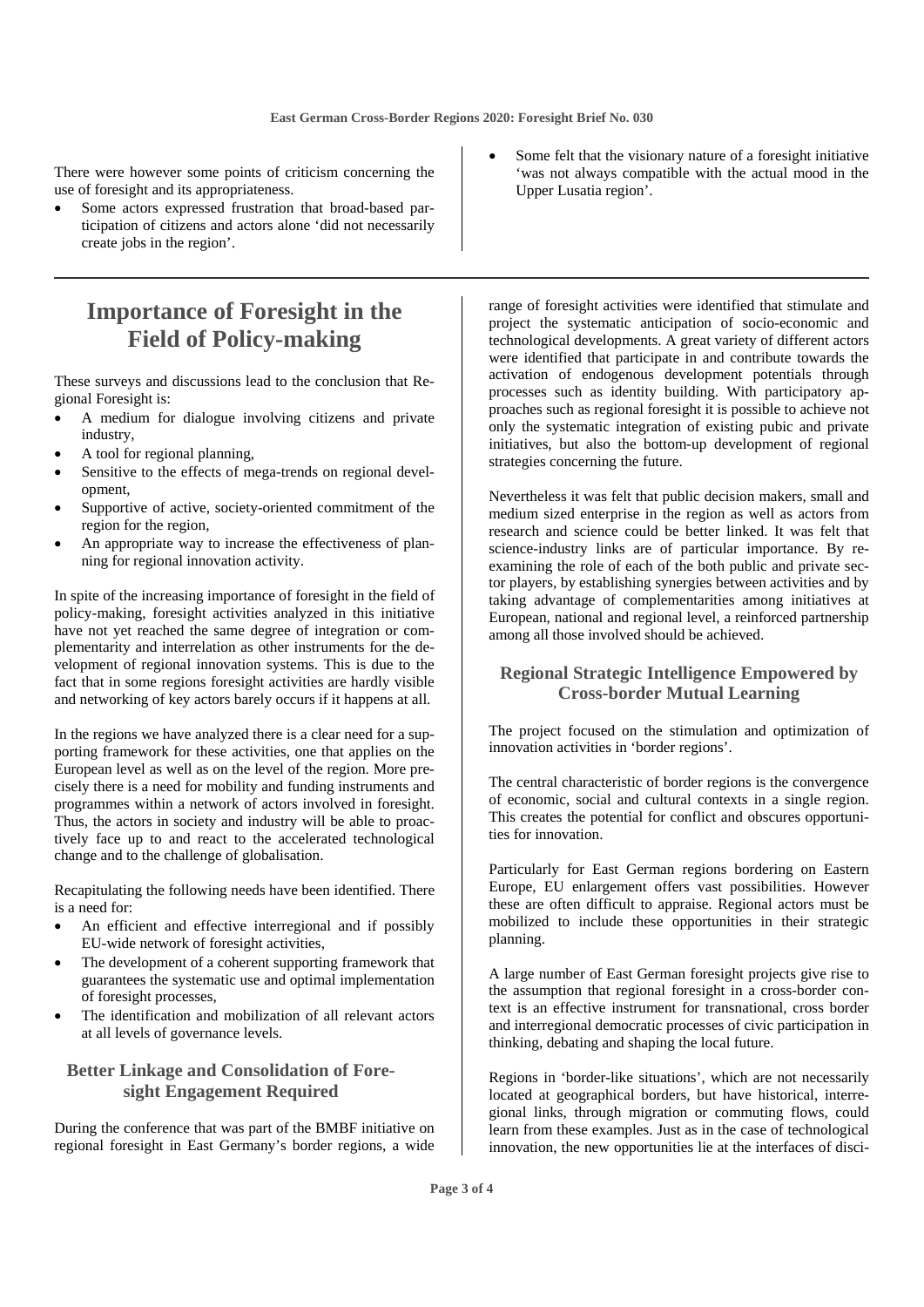There were however some points of criticism concerning the use of foresight and its appropriateness.

- Some actors expressed frustration that broad-based participation of citizens and actors alone 'did not necessarily create jobs in the region'.
- Some felt that the visionary nature of a foresight initiative 'was not always compatible with the actual mood in the Upper Lusatia region'.

# Importance of Foresight in the Field of Policy-making

These surveys and discussions lead to the conclusion that Regional Foresight is:

- A medium for dialogue involving citizens and private industry,
- A tool for regional planning,
- Sensitive to the effects of mega-trends on regional development,
- Supportive of active, society-oriented commitment of the region for the region,
- An appropriate way to increase the effectiveness of planning for regional innovation activity.

In spite of the increasing importance of foresight in the field of policy-making, foresight activities analyzed in this initiative have not yet reached the same degree of integration or complementarity and interrelation as other instruments for the development of regional innovation systems. This is due to the fact that in some regions foresight activities are hardly visible and networking of key actors barely occurs if it happens at all.

In the regions we have analyzed there is a clear need for a supporting framework for these activities, one that applies on the European level as well as on the level of the region. More precisely there is a need for mobility and funding instruments and programmes within a network of actors involved in foresight. Thus, the actors in society and industry will be able to proactively face up to and react to the accelerated technological change and to the challenge of globalisation.

Recapitulating the following needs have been identified. There is a need for:

- An efficient and effective interregional and if possibly EU-wide network of foresight activities,
- The development of a coherent supporting framework that guarantees the systematic use and optimal implementation of foresight processes,
- The identification and mobilization of all relevant actors at all levels of governance levels.

## Better Linkage and Consolidation of Foresight Engagement Required

During the conference that was part of the BMBF initiative on regional foresight in East Germany's border regions, a wide range of foresight activities were identified that stimulate and project the systematic anticipation of socio-economic and technological developments. A great variety of different actors were identified that participate in and contribute towards the activation of endogenous development potentials through processes such as identity building. With participatory approaches such as regional foresight it is possible to achieve not only the systematic integration of existing pubic and private initiatives, but also the bottom-up development of regional strategies concerning the future.

Nevertheless it was felt that public decision makers, small and medium sized enterprise in the region as well as actors from research and science could be better linked. It was felt that science-industry links are of particular importance. By reexamining the role of each of the both public and private sector players, by establishing synergies between activities and by taking advantage of complementarities among initiatives at European, national and regional level, a reinforced partnership among all those involved should be achieved.

## Regional Strategic Intelligence Empowered by Cross-border Mutual Learning

The project focused on the stimulation and optimization of innovation activities in 'border regions'.

The central characteristic of border regions is the convergence of economic, social and cultural contexts in a single region. This creates the potential for conflict and obscures opportunities for innovation.

Particularly for East German regions bordering on Eastern Europe, EU enlargement offers vast possibilities. However these are often difficult to appraise. Regional actors must be mobilized to include these opportunities in their strategic planning.

A large number of East German foresight projects give rise to the assumption that regional foresight in a cross-border context is an effective instrument for transnational, cross border and interregional democratic processes of civic participation in thinking, debating and shaping the local future.

Regions in 'border-like situations', which are not necessarily located at geographical borders, but have historical, interregional links, through migration or commuting flows, could learn from these examples. Just as in the case of technological innovation, the new opportunities lie at the interfaces of disci-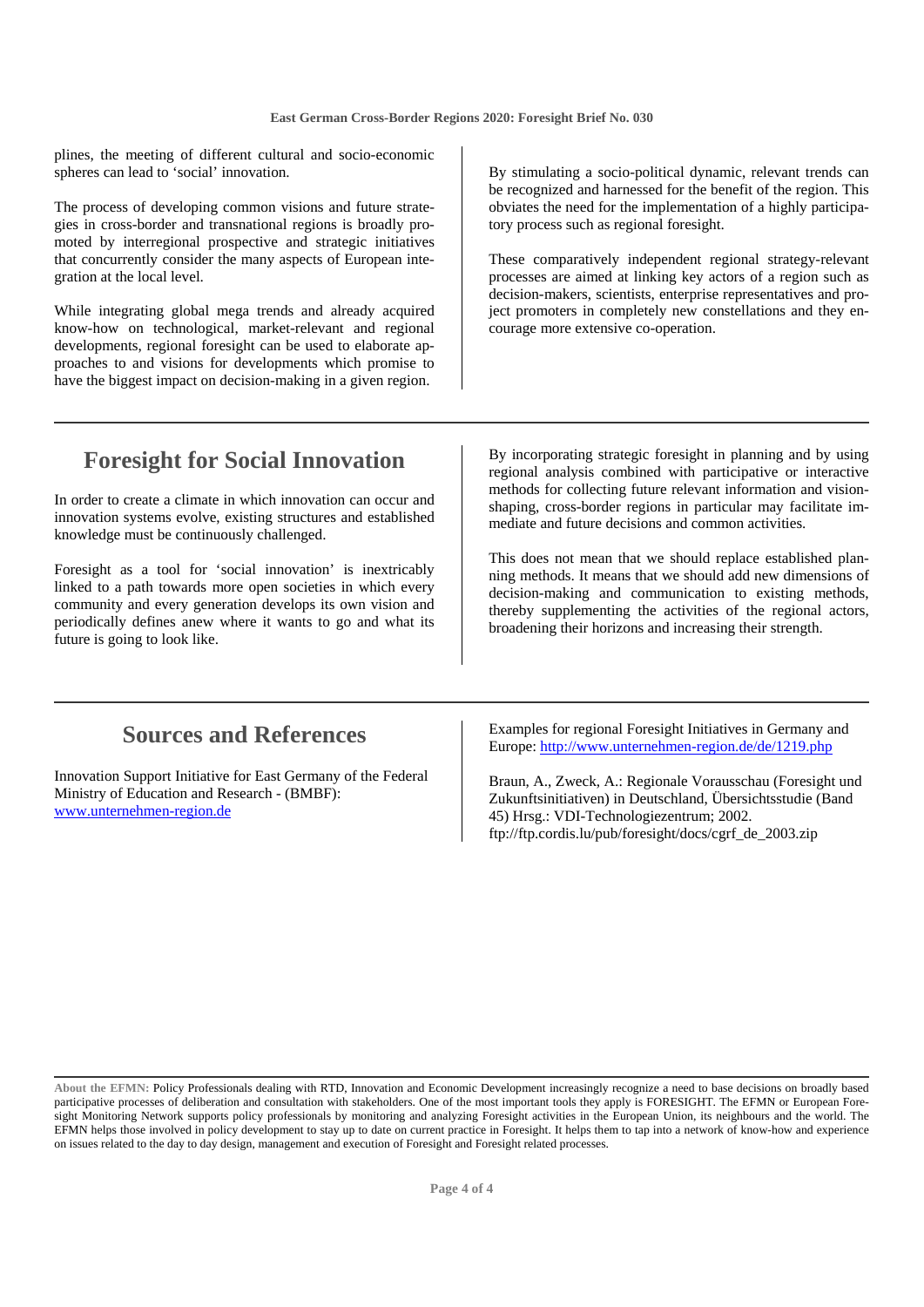plines, the meeting of different cultural and socio-economic spheres can lead to 'social' innovation.

The process of developing common visions and future strategies in cross-border and transnational regions is broadly promoted by interregional prospective and strategic initiatives that concurrently consider the many aspects of European integration at the local level.

While integrating global mega trends and already acquired know-how on technological, market-relevant and regional developments, regional foresight can be used to elaborate approaches to and visions for developments which promise to have the biggest impact on decision-making in a given region.

By stimulating a socio-political dynamic, relevant trends can be recognized and harnessed for the benefit of the region. This obviates the need for the implementation of a highly participatory process such as regional foresight.

These comparatively independent regional strategy-relevant processes are aimed at linking key actors of a region such as decision-makers, scientists, enterprise representatives and project promoters in completely new constellations and they encourage more extensive co-operation.

## Foresight for Social Innovation

In order to create a climate in which innovation can occur and innovation systems evolve, existing structures and established knowledge must be continuously challenged.

Foresight as a tool for 'social innovation' is inextricably linked to a path towards more open societies in which every community and every generation develops its own vision and periodically defines anew where it wants to go and what its future is going to look like.

By incorporating strategic foresight in planning and by using regional analysis combined with participative or interactive methods for collecting future relevant information and vision-shaping, cross-border regions in particular may facilitate immediate and future decisions and common activities.

This does not mean that we should replace established planning methods. It means that we should add new dimensions of decision-making and communication to existing methods, thereby supplementing the activities of the regional actors, broadening their horizons and increasing their strength.

## Sources and References

Innovation Support Initiative for East Germany of the Federal Ministry of Education and Research - (BMBF): [www.unternehmen-region.de](www.unternehmen-region.de)

Examples for regional Foresight Initiatives in Germany and Europe: [http://www.unternehmen-region.de/de/1219.php](http://www.unternehmen-region.de/de/1219.php)

Braun, A., Zweck, A.: Regionale Vorausschau (Foresight und Zukunftsinitiativen) in Deutschland, Übersichtsstudie (Band 45) Hrsg.: VDI-Technologiezentrum; 2002. ftp://ftp.cordis.lu/pub/foresight/docs/cgrf_de_2003.zip

**About the EFMN:** Policy Professionals dealing with RTD, Innovation and Economic Development increasingly recognize a need to base decisions on broadly based participative processes of deliberation and consultation with stakeholders. One of the most important tools they apply is FORESIGHT. The EFMN or European Foresight Monitoring Network supports policy professionals by monitoring and analyzing Foresight activities in the European Union, its neighbours and the world. The EFMN helps those involved in policy development to stay up to date on current practice in Foresight. It helps them to tap into a network of know-how and experience on issues related to the day to day design, management and execution of Foresight and Foresight related processes.